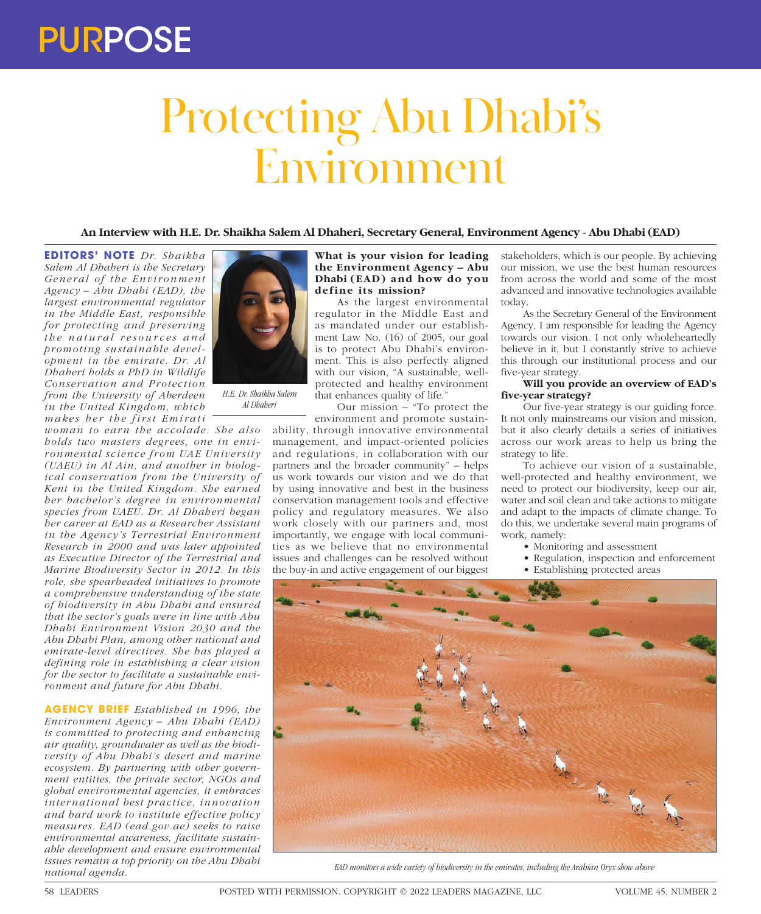PURPOSE

# Protecting Abu Dhabi's Environment

**An Interview with H.E. Dr. Shaikha Salem Al Dhaheri, Secretary General, Environment Agency - Abu Dhabi (EAD)**

**EDITORS' NOTE** *Dr. Shaikha Salem Al Dhaheri is the Secretary General of the Environment Agency – Abu Dhabi (EAD), the largest environmental regulator in the Middle East, responsible for protecting and preserving the natural resources and promoting sustainable development in the emirate. Dr. Al Dhaheri holds a PhD in Wildlife Conservation and Protection from the University of Aberdeen in the United Kingdom, which makes her the first Emirati woman to earn the accolade. She also holds two masters degrees, one in environmental science from UAE University (UAEU) in Al Ain, and another in biological conservation from the University of Kent in the United Kingdom. She earned her bachelor's degree in environmental species from UAEU. Dr. Al Dhaheri began her career at EAD as a Researcher Assistant in the Agency's Terrestrial Environment Research in 2000 and was later appointed as Executive Director of the Terrestrial and Marine Biodiversity Sector in 2012. In this role, she spearheaded initiatives to promote a comprehensive understanding of the state of biodiversity in Abu Dhabi and ensured that the sector's goals were in line with Abu Dhabi Environment Vision 2030 and the Abu Dhabi Plan, among other national and emirate-level directives. She has played a defining role in establishing a clear vision for the sector to facilitate a sustainable environment and future for Abu Dhabi.*

*H.E. Dr. Shaikha Salem Al Dhaheri*

**AGENCY BRIEF** *Established in 1996, the Environment Agency – Abu Dhabi (EAD) is committed to protecting and enhancing air quality, groundwater as well as the biodiversity of Abu Dhabi's desert and marine ecosystem. By partnering with other government entities, the private sector, NGOs and global environmental agencies, it embraces international best practice, innovation and hard work to institute effective policy measures. EAD (ead.gov.ae) seeks to raise environmental awareness, facilitate sustainable development and ensure environmental issues remain a top priority on the Abu Dhabi national agenda.*

**What is your vision for leading the Environment Agency – Abu Dhabi (EAD) and how do you define its mission?**

As the largest environmental regulator in the Middle East and as mandated under our establishment Law No. (16) of 2005, our goal is to protect Abu Dhabi's environment. This is also perfectly aligned with our vision, "A sustainable, well-protected and healthy environment that enhances quality of life."

Our mission – "To protect the environment and promote sustainability, through innovative environmental management, and impact-oriented policies and regulations, in collaboration with our partners and the broader community" – helps us work towards our vision and we do that by using innovative and best in the business conservation management tools and effective policy and regulatory measures. We also work closely with our partners and, most importantly, we engage with local communities as we believe that no environmental issues and challenges can be resolved without the buy-in and active engagement of our biggest stakeholders, which is our people. By achieving our mission, we use the best human resources from across the world and some of the most advanced and innovative technologies available today.

As the Secretary General of the Environment Agency, I am responsible for leading the Agency towards our vision. I not only wholeheartedly believe in it, but I constantly strive to achieve this through our institutional process and our five-year strategy.

**Will you provide an overview of EAD's five-year strategy?**

Our five-year strategy is our guiding force. It not only mainstreams our vision and mission, but it also clearly details a series of initiatives across our work areas to help us bring the strategy to life.

To achieve our vision of a sustainable, well-protected and healthy environment, we need to protect our biodiversity, keep our air, water and soil clean and take actions to mitigate and adapt to the impacts of climate change. To do this, we undertake several main programs of work, namely:

- Monitoring and assessment
- Regulation, inspection and enforcement
- Establishing protected areas

*EAD monitors a wide variety of biodiversity in the emirates, including the Arabian Oryx show above*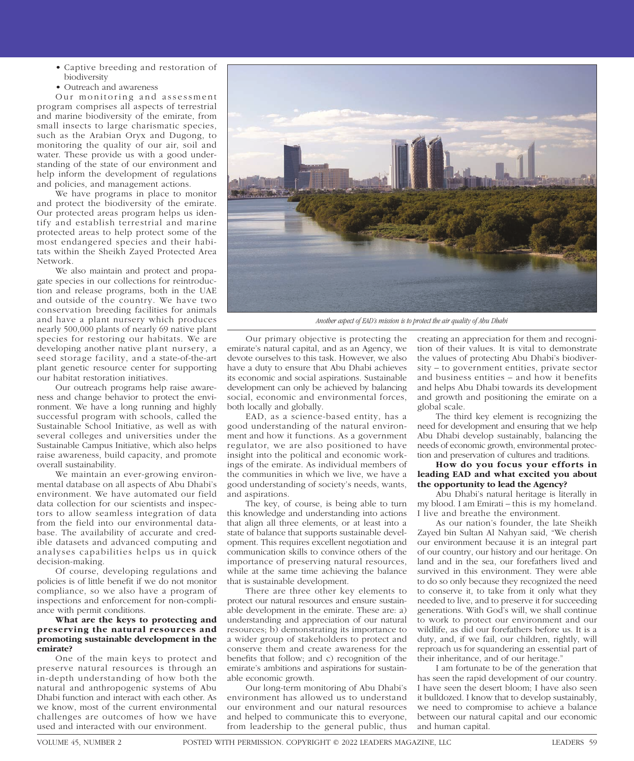- Captive breeding and restoration of biodiversity
- Outreach and awareness

Our monitoring and assessment program comprises all aspects of terrestrial and marine biodiversity of the emirate, from small insects to large charismatic species, such as the Arabian Oryx and Dugong, to monitoring the quality of our air, soil and water. These provide us with a good understanding of the state of our environment and help inform the development of regulations and policies, and management actions.

We have programs in place to monitor and protect the biodiversity of the emirate. Our protected areas program helps us identify and establish terrestrial and marine protected areas to help protect some of the most endangered species and their habitats within the Sheikh Zayed Protected Area Network.

We also maintain and protect and propagate species in our collections for reintroduction and release programs, both in the UAE and outside of the country. We have two conservation breeding facilities for animals and have a plant nursery which produces nearly 500,000 plants of nearly 69 native plant species for restoring our habitats. We are developing another native plant nursery, a seed storage facility, and a state-of-the-art plant genetic resource center for supporting our habitat restoration initiatives.

Our outreach programs help raise awareness and change behavior to protect the environment. We have a long running and highly successful program with schools, called the Sustainable School Initiative, as well as with several colleges and universities under the Sustainable Campus Initiative, which also helps raise awareness, build capacity, and promote overall sustainability.

We maintain an ever-growing environmental database on all aspects of Abu Dhabi's environment. We have automated our field data collection for our scientists and inspectors to allow seamless integration of data from the field into our environmental database. The availability of accurate and credible datasets and advanced computing and analyses capabilities helps us in quick decision-making.

Of course, developing regulations and policies is of little benefit if we do not monitor compliance, so we also have a program of inspections and enforcement for non-compliance with permit conditions.

*Another aspect of EAD's mission is to protect the air quality of Abu Dhabi*

**What are the keys to protecting and preserving the natural resources and promoting sustainable development in the emirate?**

One of the main keys to protect and preserve natural resources is through an in-depth understanding of how both the natural and anthropogenic systems of Abu Dhabi function and interact with each other. As we know, most of the current environmental challenges are outcomes of how we have used and interacted with our environment.

Our primary objective is protecting the emirate's natural capital, and as an Agency, we devote ourselves to this task. However, we also have a duty to ensure that Abu Dhabi achieves its economic and social aspirations. Sustainable development can only be achieved by balancing social, economic and environmental forces, both locally and globally.

EAD, as a science-based entity, has a good understanding of the natural environment and how it functions. As a government regulator, we are also positioned to have insight into the political and economic workings of the emirate. As individual members of the communities in which we live, we have a good understanding of society's needs, wants, and aspirations.

The key, of course, is being able to turn this knowledge and understanding into actions that align all three elements, or at least into a state of balance that supports sustainable development. This requires excellent negotiation and communication skills to convince others of the importance of preserving natural resources, while at the same time achieving the balance that is sustainable development.

There are three other key elements to protect our natural resources and ensure sustainable development in the emirate. These are: a) understanding and appreciation of our natural resources; b) demonstrating its importance to a wider group of stakeholders to protect and conserve them and create awareness for the benefits that follow; and c) recognition of the emirate's ambitions and aspirations for sustainable economic growth.

Our long-term monitoring of Abu Dhabi's environment has allowed us to understand our environment and our natural resources and helped to communicate this to everyone, from leadership to the general public, thus creating an appreciation for them and recognition of their values. It is vital to demonstrate the values of protecting Abu Dhabi's biodiversity – to government entities, private sector and business entities – and how it benefits and helps Abu Dhabi towards its development and growth and positioning the emirate on a global scale.

The third key element is recognizing the need for development and ensuring that we help Abu Dhabi develop sustainably, balancing the needs of economic growth, environmental protection and preservation of cultures and traditions.

**How do you focus your efforts in leading EAD and what excited you about the opportunity to lead the Agency?**

Abu Dhabi's natural heritage is literally in my blood. I am Emirati – this is my homeland. I live and breathe the environment.

As our nation's founder, the late Sheikh Zayed bin Sultan Al Nahyan said, "We cherish our environment because it is an integral part of our country, our history and our heritage. On land and in the sea, our forefathers lived and survived in this environment. They were able to do so only because they recognized the need to conserve it, to take from it only what they needed to live, and to preserve it for succeeding generations. With God's will, we shall continue to work to protect our environment and our wildlife, as did our forefathers before us. It is a duty, and, if we fail, our children, rightly, will reproach us for squandering an essential part of their inheritance, and of our heritage."

I am fortunate to be of the generation that has seen the rapid development of our country. I have seen the desert bloom; I have also seen it bulldozed. I know that to develop sustainably, we need to compromise to achieve a balance between our natural capital and our economic and human capital.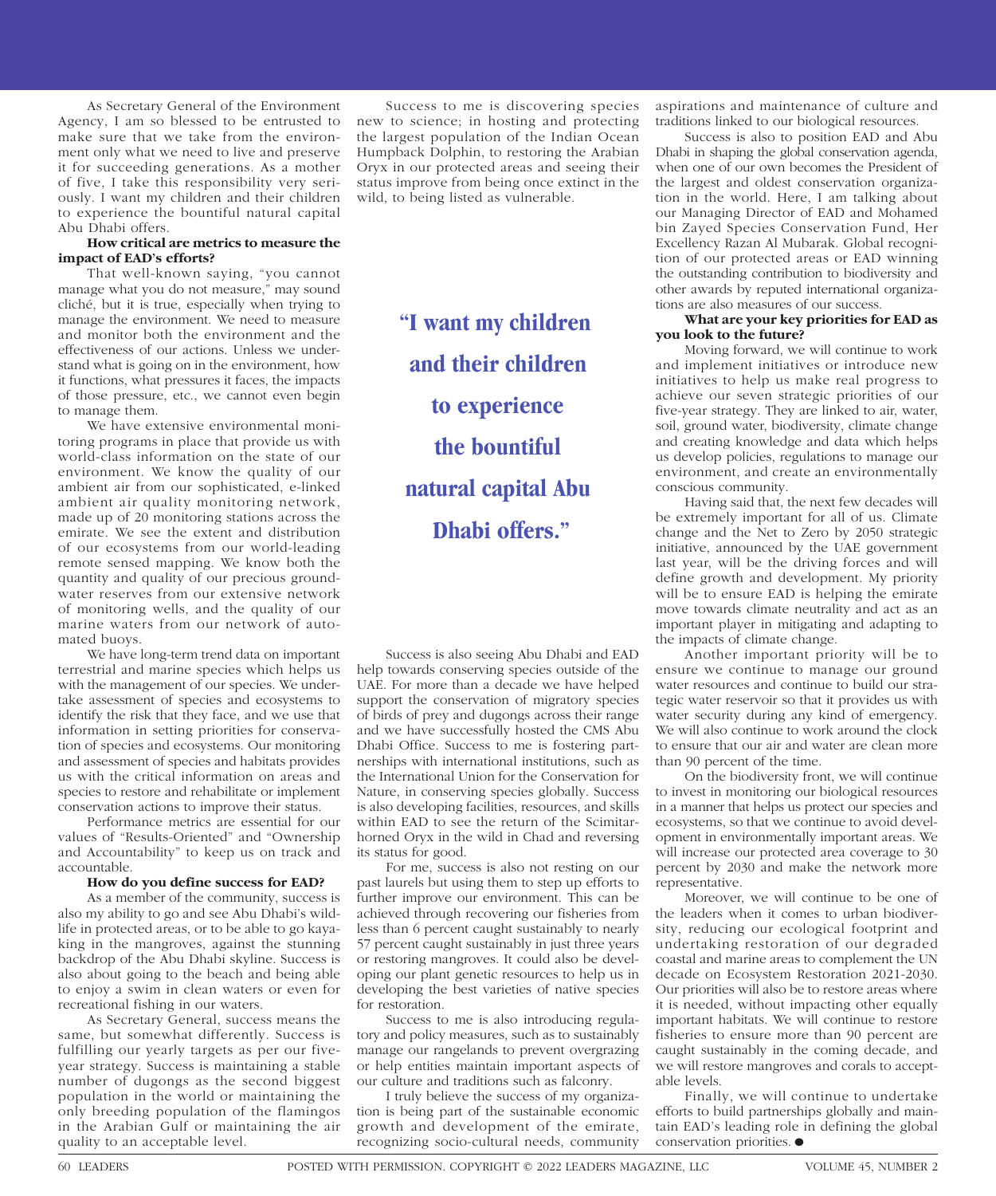As Secretary General of the Environment Agency, I am so blessed to be entrusted to make sure that we take from the environment only what we need to live and preserve it for succeeding generations. As a mother of five, I take this responsibility very seriously. I want my children and their children to experience the bountiful natural capital Abu Dhabi offers.

**How critical are metrics to measure the impact of EAD's efforts?**

That well-known saying, "you cannot manage what you do not measure," may sound cliché, but it is true, especially when trying to manage the environment. We need to measure and monitor both the environment and the effectiveness of our actions. Unless we understand what is going on in the environment, how it functions, what pressures it faces, the impacts of those pressure, etc., we cannot even begin to manage them.

We have extensive environmental monitoring programs in place that provide us with world-class information on the state of our environment. We know the quality of our ambient air from our sophisticated, e-linked ambient air quality monitoring network, made up of 20 monitoring stations across the emirate. We see the extent and distribution of our ecosystems from our world-leading remote sensed mapping. We know both the quantity and quality of our precious groundwater reserves from our extensive network of monitoring wells, and the quality of our marine waters from our network of automated buoys.

We have long-term trend data on important terrestrial and marine species which helps us with the management of our species. We undertake assessment of species and ecosystems to identify the risk that they face, and we use that information in setting priorities for conservation of species and ecosystems. Our monitoring and assessment of species and habitats provides us with the critical information on areas and species to restore and rehabilitate or implement conservation actions to improve their status.

Performance metrics are essential for our values of "Results-Oriented" and "Ownership and Accountability" to keep us on track and accountable.

**How do you define success for EAD?**

As a member of the community, success is also my ability to go and see Abu Dhabi's wildlife in protected areas, or to be able to go kayaking in the mangroves, against the stunning backdrop of the Abu Dhabi skyline. Success is also about going to the beach and being able to enjoy a swim in clean waters or even for recreational fishing in our waters.

As Secretary General, success means the same, but somewhat differently. Success is fulfilling our yearly targets as per our five-year strategy. Success is maintaining a stable number of dugongs as the second biggest population in the world or maintaining the only breeding population of the flamingos in the Arabian Gulf or maintaining the air quality to an acceptable level.

Success to me is discovering species new to science; in hosting and protecting the largest population of the Indian Ocean Humpback Dolphin, to restoring the Arabian Oryx in our protected areas and seeing their status improve from being once extinct in the wild, to being listed as vulnerable.

**"I want my children and their children to experience the bountiful natural capital Abu Dhabi offers."**

Success is also seeing Abu Dhabi and EAD help towards conserving species outside of the UAE. For more than a decade we have helped support the conservation of migratory species of birds of prey and dugongs across their range and we have successfully hosted the CMS Abu Dhabi Office. Success to me is fostering partnerships with international institutions, such as the International Union for the Conservation for Nature, in conserving species globally. Success is also developing facilities, resources, and skills within EAD to see the return of the Scimitar-horned Oryx in the wild in Chad and reversing its status for good.

For me, success is also not resting on our past laurels but using them to step up efforts to further improve our environment. This can be achieved through recovering our fisheries from less than 6 percent caught sustainably to nearly 57 percent caught sustainably in just three years or restoring mangroves. It could also be developing our plant genetic resources to help us in developing the best varieties of native species for restoration.

Success to me is also introducing regulatory and policy measures, such as to sustainably manage our rangelands to prevent overgrazing or help entities maintain important aspects of our culture and traditions such as falconry.

I truly believe the success of my organization is being part of the sustainable economic growth and development of the emirate, recognizing socio-cultural needs, community aspirations and maintenance of culture and traditions linked to our biological resources.

Success is also to position EAD and Abu Dhabi in shaping the global conservation agenda, when one of our own becomes the President of the largest and oldest conservation organization in the world. Here, I am talking about our Managing Director of EAD and Mohamed bin Zayed Species Conservation Fund, Her Excellency Razan Al Mubarak. Global recognition of our protected areas or EAD winning the outstanding contribution to biodiversity and other awards by reputed international organizations are also measures of our success.

**What are your key priorities for EAD as you look to the future?**

Moving forward, we will continue to work and implement initiatives or introduce new initiatives to help us make real progress to achieve our seven strategic priorities of our five-year strategy. They are linked to air, water, soil, ground water, biodiversity, climate change and creating knowledge and data which helps us develop policies, regulations to manage our environment, and create an environmentally conscious community.

Having said that, the next few decades will be extremely important for all of us. Climate change and the Net to Zero by 2050 strategic initiative, announced by the UAE government last year, will be the driving forces and will define growth and development. My priority will be to ensure EAD is helping the emirate move towards climate neutrality and act as an important player in mitigating and adapting to the impacts of climate change.

Another important priority will be to ensure we continue to manage our ground water resources and continue to build our strategic water reservoir so that it provides us with water security during any kind of emergency. We will also continue to work around the clock to ensure that our air and water are clean more than 90 percent of the time.

On the biodiversity front, we will continue to invest in monitoring our biological resources in a manner that helps us protect our species and ecosystems, so that we continue to avoid development in environmentally important areas. We will increase our protected area coverage to 30 percent by 2030 and make the network more representative.

Moreover, we will continue to be one of the leaders when it comes to urban biodiversity, reducing our ecological footprint and undertaking restoration of our degraded coastal and marine areas to complement the UN decade on Ecosystem Restoration 2021-2030. Our priorities will also be to restore areas where it is needed, without impacting other equally important habitats. We will continue to restore fisheries to ensure more than 90 percent are caught sustainably in the coming decade, and we will restore mangroves and corals to acceptable levels.

Finally, we will continue to undertake efforts to build partnerships globally and maintain EAD's leading role in defining the global conservation priorities. ●